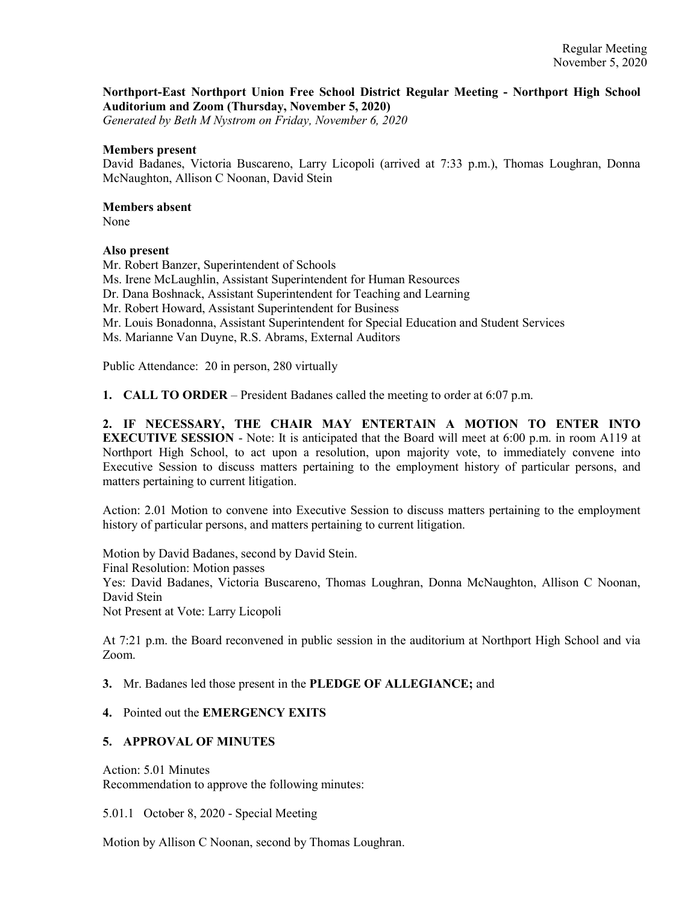Regular Meeting
November 5, 2020

**Northport-East Northport Union Free School District Regular Meeting - Northport High School Auditorium and Zoom (Thursday, November 5, 2020)**
*Generated by Beth M Nystrom on Friday, November 6, 2020*

**Members present**
David Badanes, Victoria Buscareno, Larry Licopoli (arrived at 7:33 p.m.), Thomas Loughran, Donna McNaughton, Allison C Noonan, David Stein

**Members absent**
None

**Also present**
Mr. Robert Banzer, Superintendent of Schools
Ms. Irene McLaughlin, Assistant Superintendent for Human Resources
Dr. Dana Boshnack, Assistant Superintendent for Teaching and Learning
Mr. Robert Howard, Assistant Superintendent for Business
Mr. Louis Bonadonna, Assistant Superintendent for Special Education and Student Services
Ms. Marianne Van Duyne, R.S. Abrams, External Auditors

Public Attendance: 20 in person, 280 virtually

**1. CALL TO ORDER** – President Badanes called the meeting to order at 6:07 p.m.

**2. IF NECESSARY, THE CHAIR MAY ENTERTAIN A MOTION TO ENTER INTO EXECUTIVE SESSION** - Note: It is anticipated that the Board will meet at 6:00 p.m. in room A119 at Northport High School, to act upon a resolution, upon majority vote, to immediately convene into Executive Session to discuss matters pertaining to the employment history of particular persons, and matters pertaining to current litigation.

Action: 2.01 Motion to convene into Executive Session to discuss matters pertaining to the employment history of particular persons, and matters pertaining to current litigation.

Motion by David Badanes, second by David Stein.
Final Resolution: Motion passes
Yes: David Badanes, Victoria Buscareno, Thomas Loughran, Donna McNaughton, Allison C Noonan, David Stein
Not Present at Vote: Larry Licopoli

At 7:21 p.m. the Board reconvened in public session in the auditorium at Northport High School and via Zoom.

**3.** Mr. Badanes led those present in the **PLEDGE OF ALLEGIANCE;** and

**4.** Pointed out the **EMERGENCY EXITS**

**5. APPROVAL OF MINUTES**

Action: 5.01 Minutes
Recommendation to approve the following minutes:

5.01.1 October 8, 2020 - Special Meeting

Motion by Allison C Noonan, second by Thomas Loughran.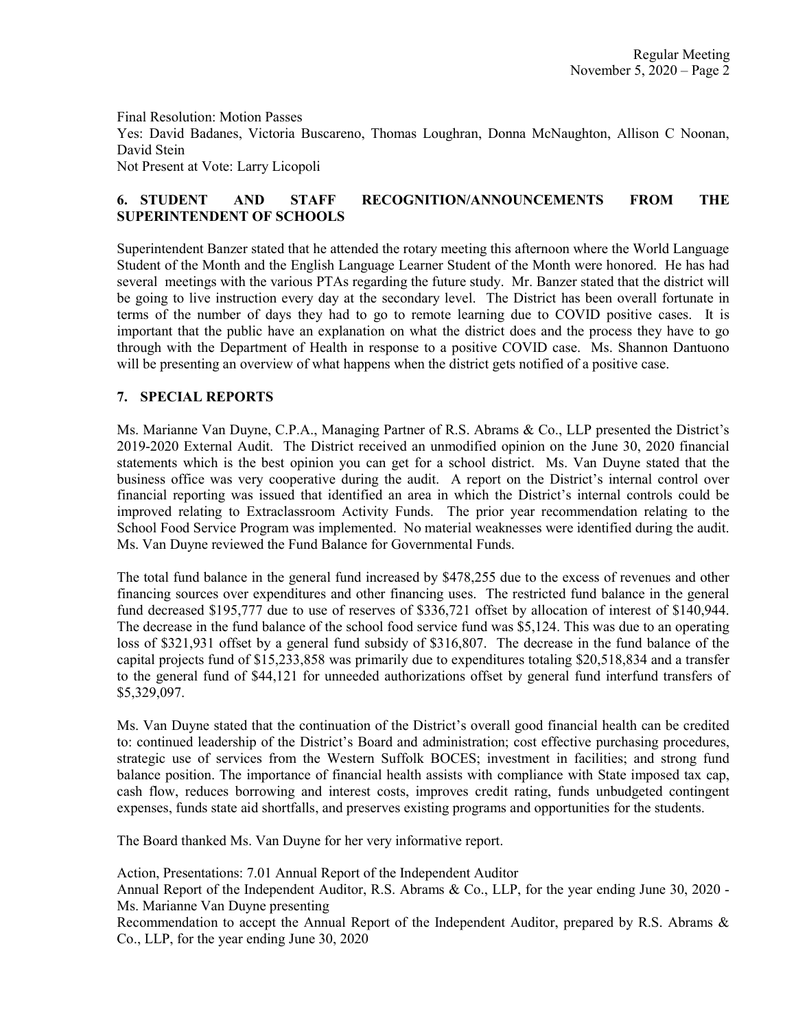Final Resolution: Motion Passes
Yes: David Badanes, Victoria Buscareno, Thomas Loughran, Donna McNaughton, Allison C Noonan, David Stein
Not Present at Vote: Larry Licopoli

## 6. STUDENT AND STAFF RECOGNITION/ANNOUNCEMENTS FROM THE SUPERINTENDENT OF SCHOOLS

Superintendent Banzer stated that he attended the rotary meeting this afternoon where the World Language Student of the Month and the English Language Learner Student of the Month were honored. He has had several meetings with the various PTAs regarding the future study. Mr. Banzer stated that the district will be going to live instruction every day at the secondary level. The District has been overall fortunate in terms of the number of days they had to go to remote learning due to COVID positive cases. It is important that the public have an explanation on what the district does and the process they have to go through with the Department of Health in response to a positive COVID case. Ms. Shannon Dantuono will be presenting an overview of what happens when the district gets notified of a positive case.

## 7. SPECIAL REPORTS

Ms. Marianne Van Duyne, C.P.A., Managing Partner of R.S. Abrams & Co., LLP presented the District's 2019-2020 External Audit. The District received an unmodified opinion on the June 30, 2020 financial statements which is the best opinion you can get for a school district. Ms. Van Duyne stated that the business office was very cooperative during the audit. A report on the District's internal control over financial reporting was issued that identified an area in which the District's internal controls could be improved relating to Extraclassroom Activity Funds. The prior year recommendation relating to the School Food Service Program was implemented. No material weaknesses were identified during the audit. Ms. Van Duyne reviewed the Fund Balance for Governmental Funds.

The total fund balance in the general fund increased by $478,255 due to the excess of revenues and other financing sources over expenditures and other financing uses. The restricted fund balance in the general fund decreased $195,777 due to use of reserves of $336,721 offset by allocation of interest of $140,944. The decrease in the fund balance of the school food service fund was $5,124. This was due to an operating loss of $321,931 offset by a general fund subsidy of $316,807. The decrease in the fund balance of the capital projects fund of $15,233,858 was primarily due to expenditures totaling $20,518,834 and a transfer to the general fund of $44,121 for unneeded authorizations offset by general fund interfund transfers of $5,329,097.

Ms. Van Duyne stated that the continuation of the District's overall good financial health can be credited to: continued leadership of the District's Board and administration; cost effective purchasing procedures, strategic use of services from the Western Suffolk BOCES; investment in facilities; and strong fund balance position. The importance of financial health assists with compliance with State imposed tax cap, cash flow, reduces borrowing and interest costs, improves credit rating, funds unbudgeted contingent expenses, funds state aid shortfalls, and preserves existing programs and opportunities for the students.

The Board thanked Ms. Van Duyne for her very informative report.

Action, Presentations: 7.01 Annual Report of the Independent Auditor
Annual Report of the Independent Auditor, R.S. Abrams & Co., LLP, for the year ending June 30, 2020 - Ms. Marianne Van Duyne presenting
Recommendation to accept the Annual Report of the Independent Auditor, prepared by R.S. Abrams & Co., LLP, for the year ending June 30, 2020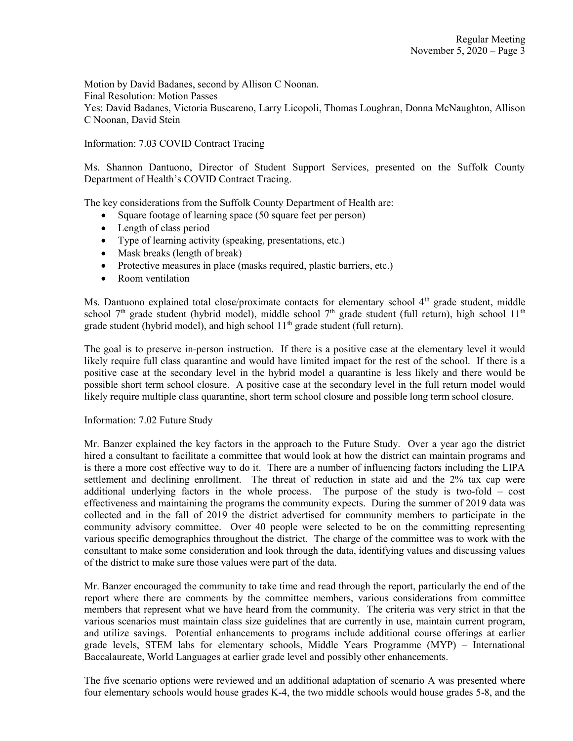Motion by David Badanes, second by Allison C Noonan.
Final Resolution: Motion Passes
Yes: David Badanes, Victoria Buscareno, Larry Licopoli, Thomas Loughran, Donna McNaughton, Allison C Noonan, David Stein

Information: 7.03 COVID Contract Tracing

Ms. Shannon Dantuono, Director of Student Support Services, presented on the Suffolk County Department of Health's COVID Contract Tracing.

The key considerations from the Suffolk County Department of Health are:

- Square footage of learning space (50 square feet per person)
- Length of class period
- Type of learning activity (speaking, presentations, etc.)
- Mask breaks (length of break)
- Protective measures in place (masks required, plastic barriers, etc.)
- Room ventilation

Ms. Dantuono explained total close/proximate contacts for elementary school 4th grade student, middle school 7th grade student (hybrid model), middle school 7th grade student (full return), high school 11th grade student (hybrid model), and high school 11th grade student (full return).

The goal is to preserve in-person instruction. If there is a positive case at the elementary level it would likely require full class quarantine and would have limited impact for the rest of the school. If there is a positive case at the secondary level in the hybrid model a quarantine is less likely and there would be possible short term school closure. A positive case at the secondary level in the full return model would likely require multiple class quarantine, short term school closure and possible long term school closure.

Information: 7.02 Future Study

Mr. Banzer explained the key factors in the approach to the Future Study. Over a year ago the district hired a consultant to facilitate a committee that would look at how the district can maintain programs and is there a more cost effective way to do it. There are a number of influencing factors including the LIPA settlement and declining enrollment. The threat of reduction in state aid and the 2% tax cap were additional underlying factors in the whole process. The purpose of the study is two-fold – cost effectiveness and maintaining the programs the community expects. During the summer of 2019 data was collected and in the fall of 2019 the district advertised for community members to participate in the community advisory committee. Over 40 people were selected to be on the committing representing various specific demographics throughout the district. The charge of the committee was to work with the consultant to make some consideration and look through the data, identifying values and discussing values of the district to make sure those values were part of the data.

Mr. Banzer encouraged the community to take time and read through the report, particularly the end of the report where there are comments by the committee members, various considerations from committee members that represent what we have heard from the community. The criteria was very strict in that the various scenarios must maintain class size guidelines that are currently in use, maintain current program, and utilize savings. Potential enhancements to programs include additional course offerings at earlier grade levels, STEM labs for elementary schools, Middle Years Programme (MYP) – International Baccalaureate, World Languages at earlier grade level and possibly other enhancements.

The five scenario options were reviewed and an additional adaptation of scenario A was presented where four elementary schools would house grades K-4, the two middle schools would house grades 5-8, and the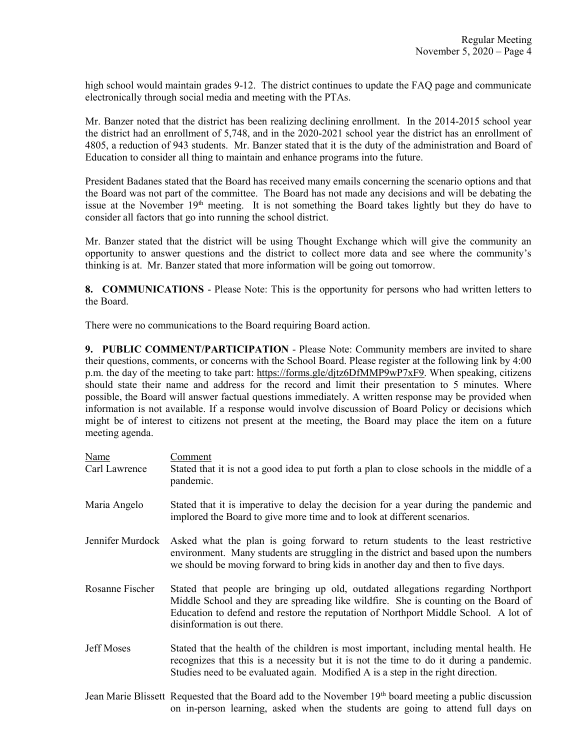high school would maintain grades 9-12. The district continues to update the FAQ page and communicate electronically through social media and meeting with the PTAs.

Mr. Banzer noted that the district has been realizing declining enrollment. In the 2014-2015 school year the district had an enrollment of 5,748, and in the 2020-2021 school year the district has an enrollment of 4805, a reduction of 943 students. Mr. Banzer stated that it is the duty of the administration and Board of Education to consider all thing to maintain and enhance programs into the future.

President Badanes stated that the Board has received many emails concerning the scenario options and that the Board was not part of the committee. The Board has not made any decisions and will be debating the issue at the November 19th meeting. It is not something the Board takes lightly but they do have to consider all factors that go into running the school district.

Mr. Banzer stated that the district will be using Thought Exchange which will give the community an opportunity to answer questions and the district to collect more data and see where the community's thinking is at. Mr. Banzer stated that more information will be going out tomorrow.

**8. COMMUNICATIONS** - Please Note: This is the opportunity for persons who had written letters to the Board.

There were no communications to the Board requiring Board action.

**9. PUBLIC COMMENT/PARTICIPATION** - Please Note: Community members are invited to share their questions, comments, or concerns with the School Board. Please register at the following link by 4:00 p.m. the day of the meeting to take part: https://forms.gle/djtz6DfMMP9wP7xF9. When speaking, citizens should state their name and address for the record and limit their presentation to 5 minutes. Where possible, the Board will answer factual questions immediately. A written response may be provided when information is not available. If a response would involve discussion of Board Policy or decisions which might be of interest to citizens not present at the meeting, the Board may place the item on a future meeting agenda.

| Name | Comment |
|---|---|
| Carl Lawrence | Stated that it is not a good idea to put forth a plan to close schools in the middle of a pandemic. |
| Maria Angelo | Stated that it is imperative to delay the decision for a year during the pandemic and implored the Board to give more time and to look at different scenarios. |
| Jennifer Murdock | Asked what the plan is going forward to return students to the least restrictive environment. Many students are struggling in the district and based upon the numbers we should be moving forward to bring kids in another day and then to five days. |
| Rosanne Fischer | Stated that people are bringing up old, outdated allegations regarding Northport Middle School and they are spreading like wildfire. She is counting on the Board of Education to defend and restore the reputation of Northport Middle School. A lot of disinformation is out there. |
| Jeff Moses | Stated that the health of the children is most important, including mental health. He recognizes that this is a necessity but it is not the time to do it during a pandemic. Studies need to be evaluated again. Modified A is a step in the right direction. |
| Jean Marie Blissett | Requested that the Board add to the November 19th board meeting a public discussion on in-person learning, asked when the students are going to attend full days on |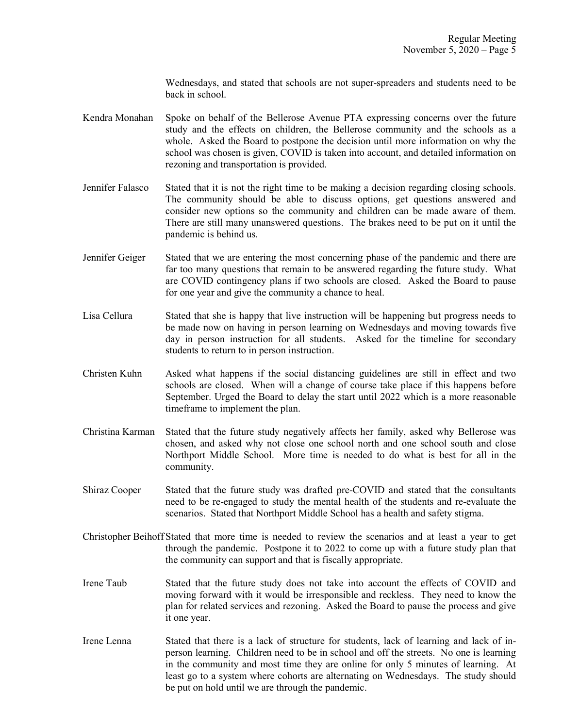Wednesdays, and stated that schools are not super-spreaders and students need to be back in school.

Kendra Monahan Spoke on behalf of the Bellerose Avenue PTA expressing concerns over the future study and the effects on children, the Bellerose community and the schools as a whole. Asked the Board to postpone the decision until more information on why the school was chosen is given, COVID is taken into account, and detailed information on rezoning and transportation is provided.

Jennifer Falasco Stated that it is not the right time to be making a decision regarding closing schools. The community should be able to discuss options, get questions answered and consider new options so the community and children can be made aware of them. There are still many unanswered questions. The brakes need to be put on it until the pandemic is behind us.

Jennifer Geiger Stated that we are entering the most concerning phase of the pandemic and there are far too many questions that remain to be answered regarding the future study. What are COVID contingency plans if two schools are closed. Asked the Board to pause for one year and give the community a chance to heal.

Lisa Cellura Stated that she is happy that live instruction will be happening but progress needs to be made now on having in person learning on Wednesdays and moving towards five day in person instruction for all students. Asked for the timeline for secondary students to return to in person instruction.

Christen Kuhn Asked what happens if the social distancing guidelines are still in effect and two schools are closed. When will a change of course take place if this happens before September. Urged the Board to delay the start until 2022 which is a more reasonable timeframe to implement the plan.

Christina Karman Stated that the future study negatively affects her family, asked why Bellerose was chosen, and asked why not close one school north and one school south and close Northport Middle School. More time is needed to do what is best for all in the community.

Shiraz Cooper Stated that the future study was drafted pre-COVID and stated that the consultants need to be re-engaged to study the mental health of the students and re-evaluate the scenarios. Stated that Northport Middle School has a health and safety stigma.

Christopher Beihoff Stated that more time is needed to review the scenarios and at least a year to get through the pandemic. Postpone it to 2022 to come up with a future study plan that the community can support and that is fiscally appropriate.

Irene Taub Stated that the future study does not take into account the effects of COVID and moving forward with it would be irresponsible and reckless. They need to know the plan for related services and rezoning. Asked the Board to pause the process and give it one year.

Irene Lenna Stated that there is a lack of structure for students, lack of learning and lack of in-person learning. Children need to be in school and off the streets. No one is learning in the community and most time they are online for only 5 minutes of learning. At least go to a system where cohorts are alternating on Wednesdays. The study should be put on hold until we are through the pandemic.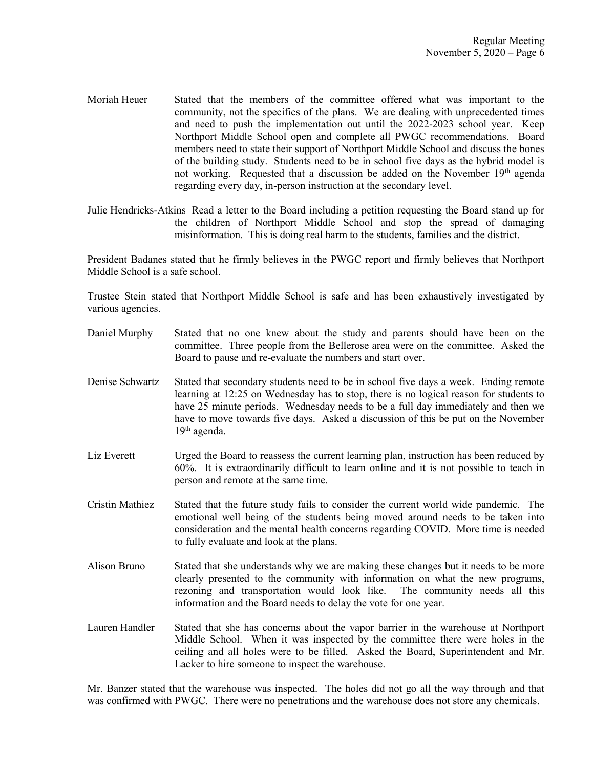Moriah Heuer Stated that the members of the committee offered what was important to the community, not the specifics of the plans. We are dealing with unprecedented times and need to push the implementation out until the 2022-2023 school year. Keep Northport Middle School open and complete all PWGC recommendations. Board members need to state their support of Northport Middle School and discuss the bones of the building study. Students need to be in school five days as the hybrid model is not working. Requested that a discussion be added on the November 19th agenda regarding every day, in-person instruction at the secondary level.

Julie Hendricks-Atkins Read a letter to the Board including a petition requesting the Board stand up for the children of Northport Middle School and stop the spread of damaging misinformation. This is doing real harm to the students, families and the district.

President Badanes stated that he firmly believes in the PWGC report and firmly believes that Northport Middle School is a safe school.

Trustee Stein stated that Northport Middle School is safe and has been exhaustively investigated by various agencies.

Daniel Murphy Stated that no one knew about the study and parents should have been on the committee. Three people from the Bellerose area were on the committee. Asked the Board to pause and re-evaluate the numbers and start over.

Denise Schwartz Stated that secondary students need to be in school five days a week. Ending remote learning at 12:25 on Wednesday has to stop, there is no logical reason for students to have 25 minute periods. Wednesday needs to be a full day immediately and then we have to move towards five days. Asked a discussion of this be put on the November 19th agenda.

Liz Everett Urged the Board to reassess the current learning plan, instruction has been reduced by 60%. It is extraordinarily difficult to learn online and it is not possible to teach in person and remote at the same time.

Cristin Mathiez Stated that the future study fails to consider the current world wide pandemic. The emotional well being of the students being moved around needs to be taken into consideration and the mental health concerns regarding COVID. More time is needed to fully evaluate and look at the plans.

Alison Bruno Stated that she understands why we are making these changes but it needs to be more clearly presented to the community with information on what the new programs, rezoning and transportation would look like. The community needs all this information and the Board needs to delay the vote for one year.

Lauren Handler Stated that she has concerns about the vapor barrier in the warehouse at Northport Middle School. When it was inspected by the committee there were holes in the ceiling and all holes were to be filled. Asked the Board, Superintendent and Mr. Lacker to hire someone to inspect the warehouse.

Mr. Banzer stated that the warehouse was inspected. The holes did not go all the way through and that was confirmed with PWGC. There were no penetrations and the warehouse does not store any chemicals.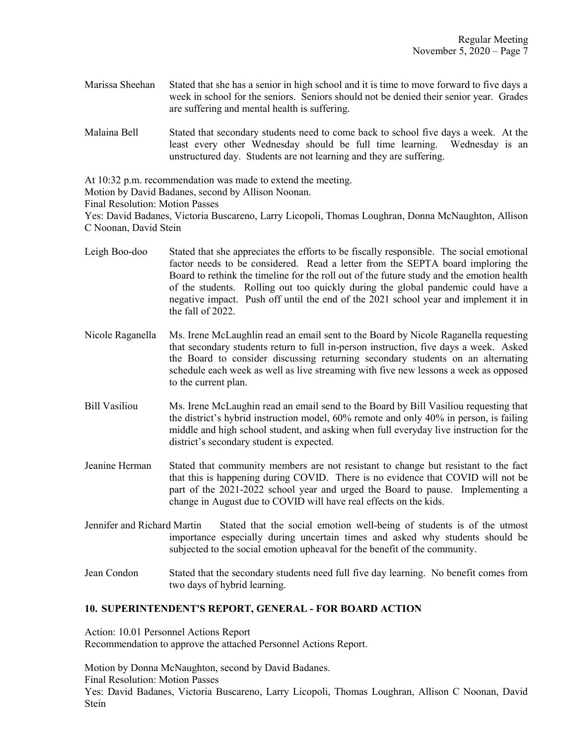Marissa Sheehan Stated that she has a senior in high school and it is time to move forward to five days a week in school for the seniors. Seniors should not be denied their senior year. Grades are suffering and mental health is suffering.

Malaina Bell Stated that secondary students need to come back to school five days a week. At the least every other Wednesday should be full time learning. Wednesday is an unstructured day. Students are not learning and they are suffering.

At 10:32 p.m. recommendation was made to extend the meeting.
Motion by David Badanes, second by Allison Noonan.
Final Resolution: Motion Passes
Yes: David Badanes, Victoria Buscareno, Larry Licopoli, Thomas Loughran, Donna McNaughton, Allison C Noonan, David Stein

Leigh Boo-doo Stated that she appreciates the efforts to be fiscally responsible. The social emotional factor needs to be considered. Read a letter from the SEPTA board imploring the Board to rethink the timeline for the roll out of the future study and the emotion health of the students. Rolling out too quickly during the global pandemic could have a negative impact. Push off until the end of the 2021 school year and implement it in the fall of 2022.

Nicole Raganella Ms. Irene McLaughlin read an email sent to the Board by Nicole Raganella requesting that secondary students return to full in-person instruction, five days a week. Asked the Board to consider discussing returning secondary students on an alternating schedule each week as well as live streaming with five new lessons a week as opposed to the current plan.

Bill Vasiliou Ms. Irene McLaughin read an email send to the Board by Bill Vasiliou requesting that the district's hybrid instruction model, 60% remote and only 40% in person, is failing middle and high school student, and asking when full everyday live instruction for the district's secondary student is expected.

Jeanine Herman Stated that community members are not resistant to change but resistant to the fact that this is happening during COVID. There is no evidence that COVID will not be part of the 2021-2022 school year and urged the Board to pause. Implementing a change in August due to COVID will have real effects on the kids.

Jennifer and Richard Martin Stated that the social emotion well-being of students is of the utmost importance especially during uncertain times and asked why students should be subjected to the social emotion upheaval for the benefit of the community.

Jean Condon Stated that the secondary students need full five day learning. No benefit comes from two days of hybrid learning.

## 10. SUPERINTENDENT'S REPORT, GENERAL - FOR BOARD ACTION

Action: 10.01 Personnel Actions Report
Recommendation to approve the attached Personnel Actions Report.

Motion by Donna McNaughton, second by David Badanes.
Final Resolution: Motion Passes
Yes: David Badanes, Victoria Buscareno, Larry Licopoli, Thomas Loughran, Allison C Noonan, David Stein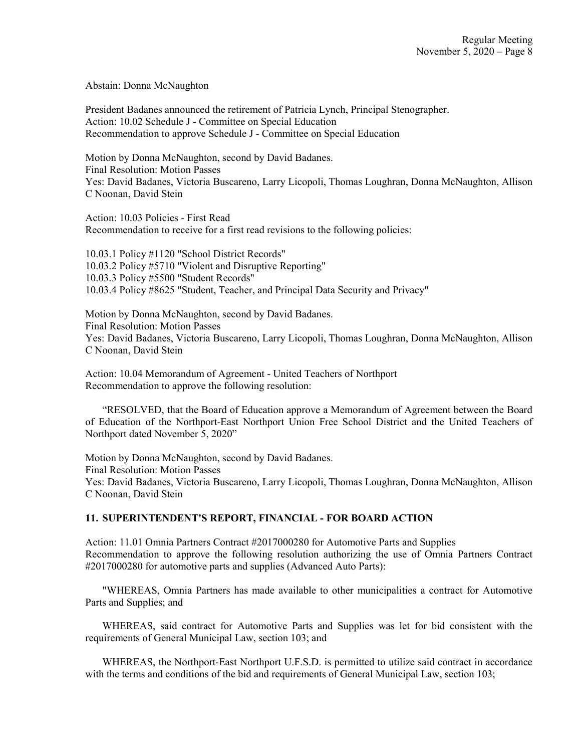Abstain: Donna McNaughton

President Badanes announced the retirement of Patricia Lynch, Principal Stenographer.
Action: 10.02 Schedule J - Committee on Special Education
Recommendation to approve Schedule J - Committee on Special Education

Motion by Donna McNaughton, second by David Badanes.
Final Resolution: Motion Passes
Yes: David Badanes, Victoria Buscareno, Larry Licopoli, Thomas Loughran, Donna McNaughton, Allison C Noonan, David Stein

Action: 10.03 Policies - First Read
Recommendation to receive for a first read revisions to the following policies:

10.03.1 Policy #1120 "School District Records"
10.03.2 Policy #5710 "Violent and Disruptive Reporting"
10.03.3 Policy #5500 "Student Records"
10.03.4 Policy #8625 "Student, Teacher, and Principal Data Security and Privacy"

Motion by Donna McNaughton, second by David Badanes.
Final Resolution: Motion Passes
Yes: David Badanes, Victoria Buscareno, Larry Licopoli, Thomas Loughran, Donna McNaughton, Allison C Noonan, David Stein

Action: 10.04 Memorandum of Agreement - United Teachers of Northport
Recommendation to approve the following resolution:

"RESOLVED, that the Board of Education approve a Memorandum of Agreement between the Board of Education of the Northport-East Northport Union Free School District and the United Teachers of Northport dated November 5, 2020"

Motion by Donna McNaughton, second by David Badanes.
Final Resolution: Motion Passes
Yes: David Badanes, Victoria Buscareno, Larry Licopoli, Thomas Loughran, Donna McNaughton, Allison C Noonan, David Stein

## 11. SUPERINTENDENT'S REPORT, FINANCIAL - FOR BOARD ACTION

Action: 11.01 Omnia Partners Contract #2017000280 for Automotive Parts and Supplies
Recommendation to approve the following resolution authorizing the use of Omnia Partners Contract #2017000280 for automotive parts and supplies (Advanced Auto Parts):

"WHEREAS, Omnia Partners has made available to other municipalities a contract for Automotive Parts and Supplies; and

WHEREAS, said contract for Automotive Parts and Supplies was let for bid consistent with the requirements of General Municipal Law, section 103; and

WHEREAS, the Northport-East Northport U.F.S.D. is permitted to utilize said contract in accordance with the terms and conditions of the bid and requirements of General Municipal Law, section 103;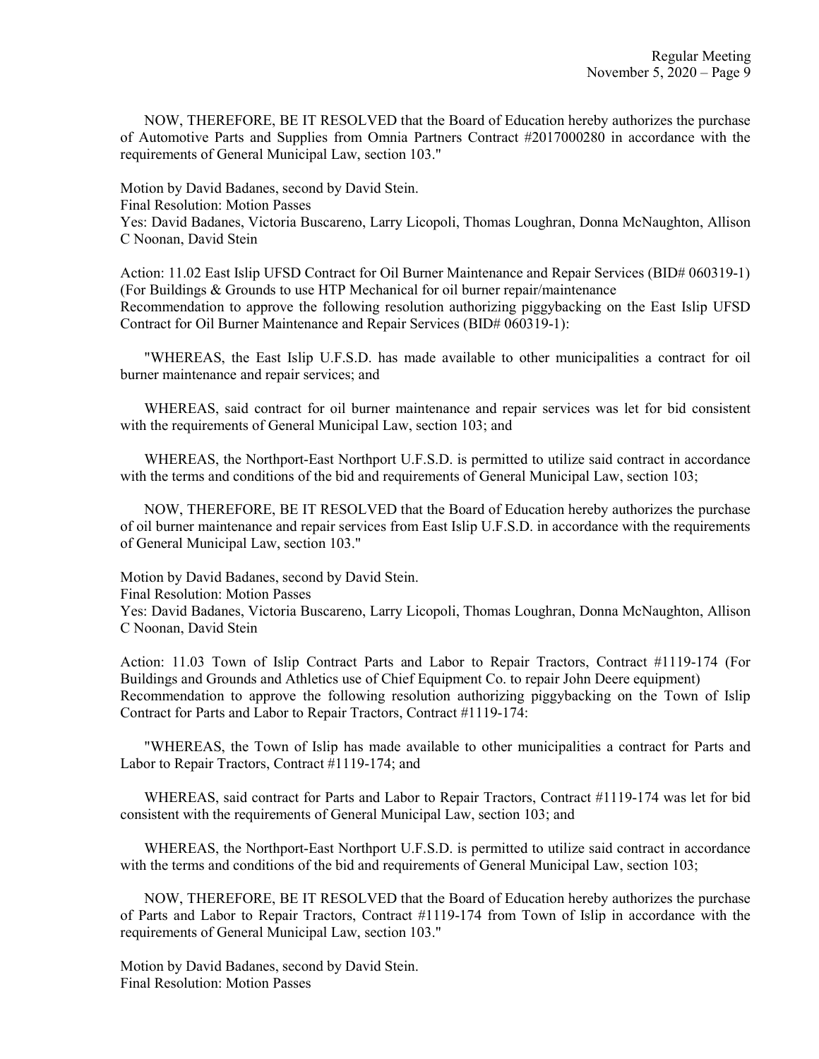NOW, THEREFORE, BE IT RESOLVED that the Board of Education hereby authorizes the purchase of Automotive Parts and Supplies from Omnia Partners Contract #2017000280 in accordance with the requirements of General Municipal Law, section 103."

Motion by David Badanes, second by David Stein.
Final Resolution: Motion Passes
Yes: David Badanes, Victoria Buscareno, Larry Licopoli, Thomas Loughran, Donna McNaughton, Allison C Noonan, David Stein

Action: 11.02 East Islip UFSD Contract for Oil Burner Maintenance and Repair Services (BID# 060319-1) (For Buildings & Grounds to use HTP Mechanical for oil burner repair/maintenance
Recommendation to approve the following resolution authorizing piggybacking on the East Islip UFSD Contract for Oil Burner Maintenance and Repair Services (BID# 060319-1):

"WHEREAS, the East Islip U.F.S.D. has made available to other municipalities a contract for oil burner maintenance and repair services; and

WHEREAS, said contract for oil burner maintenance and repair services was let for bid consistent with the requirements of General Municipal Law, section 103; and

WHEREAS, the Northport-East Northport U.F.S.D. is permitted to utilize said contract in accordance with the terms and conditions of the bid and requirements of General Municipal Law, section 103;

NOW, THEREFORE, BE IT RESOLVED that the Board of Education hereby authorizes the purchase of oil burner maintenance and repair services from East Islip U.F.S.D. in accordance with the requirements of General Municipal Law, section 103."

Motion by David Badanes, second by David Stein.
Final Resolution: Motion Passes
Yes: David Badanes, Victoria Buscareno, Larry Licopoli, Thomas Loughran, Donna McNaughton, Allison C Noonan, David Stein

Action: 11.03 Town of Islip Contract Parts and Labor to Repair Tractors, Contract #1119-174 (For Buildings and Grounds and Athletics use of Chief Equipment Co. to repair John Deere equipment)
Recommendation to approve the following resolution authorizing piggybacking on the Town of Islip Contract for Parts and Labor to Repair Tractors, Contract #1119-174:

"WHEREAS, the Town of Islip has made available to other municipalities a contract for Parts and Labor to Repair Tractors, Contract #1119-174; and

WHEREAS, said contract for Parts and Labor to Repair Tractors, Contract #1119-174 was let for bid consistent with the requirements of General Municipal Law, section 103; and

WHEREAS, the Northport-East Northport U.F.S.D. is permitted to utilize said contract in accordance with the terms and conditions of the bid and requirements of General Municipal Law, section 103;

NOW, THEREFORE, BE IT RESOLVED that the Board of Education hereby authorizes the purchase of Parts and Labor to Repair Tractors, Contract #1119-174 from Town of Islip in accordance with the requirements of General Municipal Law, section 103."

Motion by David Badanes, second by David Stein.
Final Resolution: Motion Passes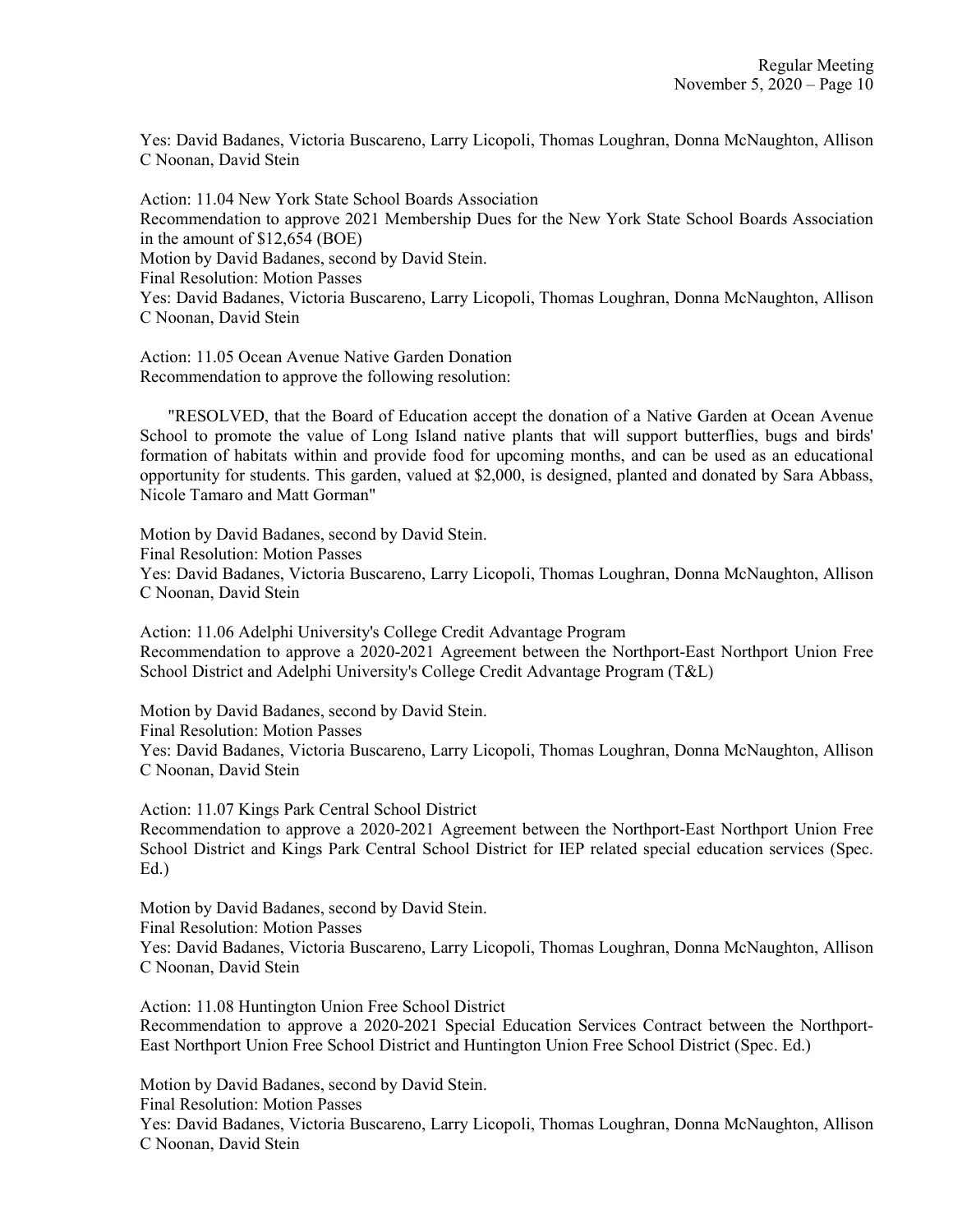Yes: David Badanes, Victoria Buscareno, Larry Licopoli, Thomas Loughran, Donna McNaughton, Allison C Noonan, David Stein

Action: 11.04 New York State School Boards Association
Recommendation to approve 2021 Membership Dues for the New York State School Boards Association in the amount of $12,654 (BOE)
Motion by David Badanes, second by David Stein.
Final Resolution: Motion Passes
Yes: David Badanes, Victoria Buscareno, Larry Licopoli, Thomas Loughran, Donna McNaughton, Allison C Noonan, David Stein

Action: 11.05 Ocean Avenue Native Garden Donation
Recommendation to approve the following resolution:

"RESOLVED, that the Board of Education accept the donation of a Native Garden at Ocean Avenue School to promote the value of Long Island native plants that will support butterflies, bugs and birds' formation of habitats within and provide food for upcoming months, and can be used as an educational opportunity for students. This garden, valued at $2,000, is designed, planted and donated by Sara Abbass, Nicole Tamaro and Matt Gorman"

Motion by David Badanes, second by David Stein.
Final Resolution: Motion Passes
Yes: David Badanes, Victoria Buscareno, Larry Licopoli, Thomas Loughran, Donna McNaughton, Allison C Noonan, David Stein

Action: 11.06 Adelphi University's College Credit Advantage Program
Recommendation to approve a 2020-2021 Agreement between the Northport-East Northport Union Free School District and Adelphi University's College Credit Advantage Program (T&L)

Motion by David Badanes, second by David Stein.
Final Resolution: Motion Passes
Yes: David Badanes, Victoria Buscareno, Larry Licopoli, Thomas Loughran, Donna McNaughton, Allison C Noonan, David Stein

Action: 11.07 Kings Park Central School District
Recommendation to approve a 2020-2021 Agreement between the Northport-East Northport Union Free School District and Kings Park Central School District for IEP related special education services (Spec. Ed.)

Motion by David Badanes, second by David Stein.
Final Resolution: Motion Passes
Yes: David Badanes, Victoria Buscareno, Larry Licopoli, Thomas Loughran, Donna McNaughton, Allison C Noonan, David Stein

Action: 11.08 Huntington Union Free School District
Recommendation to approve a 2020-2021 Special Education Services Contract between the Northport-East Northport Union Free School District and Huntington Union Free School District (Spec. Ed.)

Motion by David Badanes, second by David Stein.
Final Resolution: Motion Passes
Yes: David Badanes, Victoria Buscareno, Larry Licopoli, Thomas Loughran, Donna McNaughton, Allison C Noonan, David Stein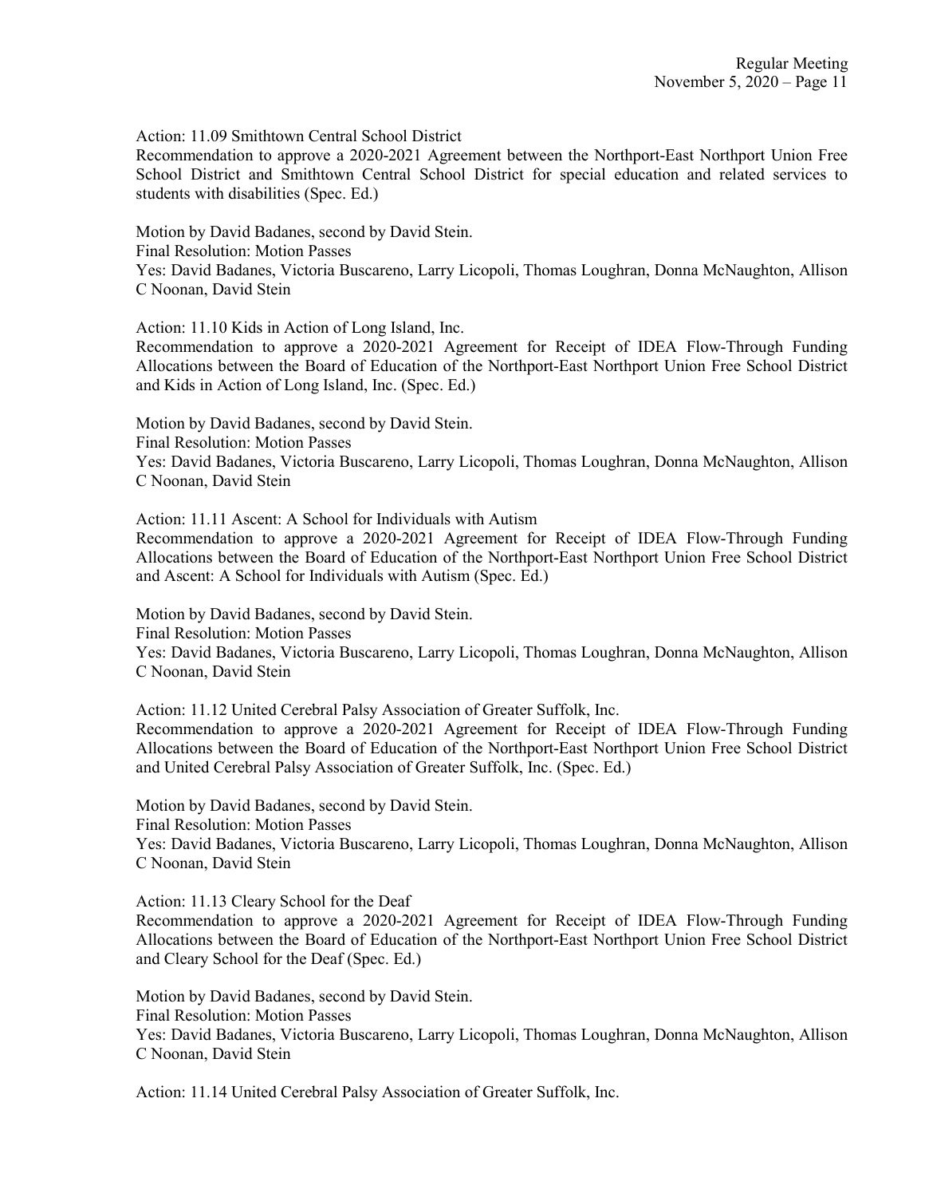Action: 11.09 Smithtown Central School District
Recommendation to approve a 2020-2021 Agreement between the Northport-East Northport Union Free School District and Smithtown Central School District for special education and related services to students with disabilities (Spec. Ed.)

Motion by David Badanes, second by David Stein.
Final Resolution: Motion Passes
Yes: David Badanes, Victoria Buscareno, Larry Licopoli, Thomas Loughran, Donna McNaughton, Allison C Noonan, David Stein

Action: 11.10 Kids in Action of Long Island, Inc.
Recommendation to approve a 2020-2021 Agreement for Receipt of IDEA Flow-Through Funding Allocations between the Board of Education of the Northport-East Northport Union Free School District and Kids in Action of Long Island, Inc. (Spec. Ed.)

Motion by David Badanes, second by David Stein.
Final Resolution: Motion Passes
Yes: David Badanes, Victoria Buscareno, Larry Licopoli, Thomas Loughran, Donna McNaughton, Allison C Noonan, David Stein

Action: 11.11 Ascent: A School for Individuals with Autism
Recommendation to approve a 2020-2021 Agreement for Receipt of IDEA Flow-Through Funding Allocations between the Board of Education of the Northport-East Northport Union Free School District and Ascent: A School for Individuals with Autism (Spec. Ed.)

Motion by David Badanes, second by David Stein.
Final Resolution: Motion Passes
Yes: David Badanes, Victoria Buscareno, Larry Licopoli, Thomas Loughran, Donna McNaughton, Allison C Noonan, David Stein

Action: 11.12 United Cerebral Palsy Association of Greater Suffolk, Inc.
Recommendation to approve a 2020-2021 Agreement for Receipt of IDEA Flow-Through Funding Allocations between the Board of Education of the Northport-East Northport Union Free School District and United Cerebral Palsy Association of Greater Suffolk, Inc. (Spec. Ed.)

Motion by David Badanes, second by David Stein.
Final Resolution: Motion Passes
Yes: David Badanes, Victoria Buscareno, Larry Licopoli, Thomas Loughran, Donna McNaughton, Allison C Noonan, David Stein

Action: 11.13 Cleary School for the Deaf
Recommendation to approve a 2020-2021 Agreement for Receipt of IDEA Flow-Through Funding Allocations between the Board of Education of the Northport-East Northport Union Free School District and Cleary School for the Deaf (Spec. Ed.)

Motion by David Badanes, second by David Stein.
Final Resolution: Motion Passes
Yes: David Badanes, Victoria Buscareno, Larry Licopoli, Thomas Loughran, Donna McNaughton, Allison C Noonan, David Stein

Action: 11.14 United Cerebral Palsy Association of Greater Suffolk, Inc.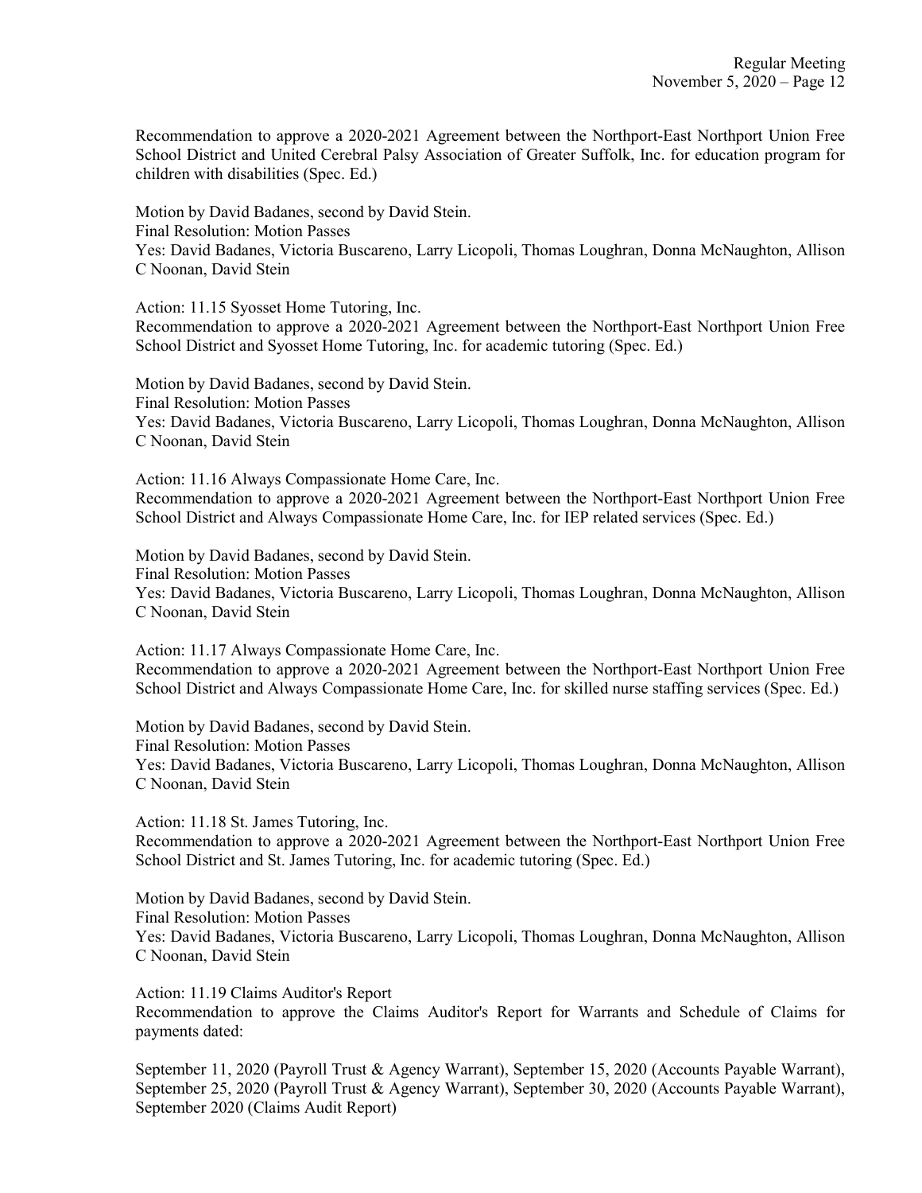Recommendation to approve a 2020-2021 Agreement between the Northport-East Northport Union Free School District and United Cerebral Palsy Association of Greater Suffolk, Inc. for education program for children with disabilities (Spec. Ed.)

Motion by David Badanes, second by David Stein.
Final Resolution: Motion Passes
Yes: David Badanes, Victoria Buscareno, Larry Licopoli, Thomas Loughran, Donna McNaughton, Allison C Noonan, David Stein

Action: 11.15 Syosset Home Tutoring, Inc.
Recommendation to approve a 2020-2021 Agreement between the Northport-East Northport Union Free School District and Syosset Home Tutoring, Inc. for academic tutoring (Spec. Ed.)

Motion by David Badanes, second by David Stein.
Final Resolution: Motion Passes
Yes: David Badanes, Victoria Buscareno, Larry Licopoli, Thomas Loughran, Donna McNaughton, Allison C Noonan, David Stein

Action: 11.16 Always Compassionate Home Care, Inc.
Recommendation to approve a 2020-2021 Agreement between the Northport-East Northport Union Free School District and Always Compassionate Home Care, Inc. for IEP related services (Spec. Ed.)

Motion by David Badanes, second by David Stein.
Final Resolution: Motion Passes
Yes: David Badanes, Victoria Buscareno, Larry Licopoli, Thomas Loughran, Donna McNaughton, Allison C Noonan, David Stein

Action: 11.17 Always Compassionate Home Care, Inc.
Recommendation to approve a 2020-2021 Agreement between the Northport-East Northport Union Free School District and Always Compassionate Home Care, Inc. for skilled nurse staffing services (Spec. Ed.)

Motion by David Badanes, second by David Stein.
Final Resolution: Motion Passes
Yes: David Badanes, Victoria Buscareno, Larry Licopoli, Thomas Loughran, Donna McNaughton, Allison C Noonan, David Stein

Action: 11.18 St. James Tutoring, Inc.
Recommendation to approve a 2020-2021 Agreement between the Northport-East Northport Union Free School District and St. James Tutoring, Inc. for academic tutoring (Spec. Ed.)

Motion by David Badanes, second by David Stein.
Final Resolution: Motion Passes
Yes: David Badanes, Victoria Buscareno, Larry Licopoli, Thomas Loughran, Donna McNaughton, Allison C Noonan, David Stein

Action: 11.19 Claims Auditor's Report
Recommendation to approve the Claims Auditor's Report for Warrants and Schedule of Claims for payments dated:

September 11, 2020 (Payroll Trust & Agency Warrant), September 15, 2020 (Accounts Payable Warrant), September 25, 2020 (Payroll Trust & Agency Warrant), September 30, 2020 (Accounts Payable Warrant), September 2020 (Claims Audit Report)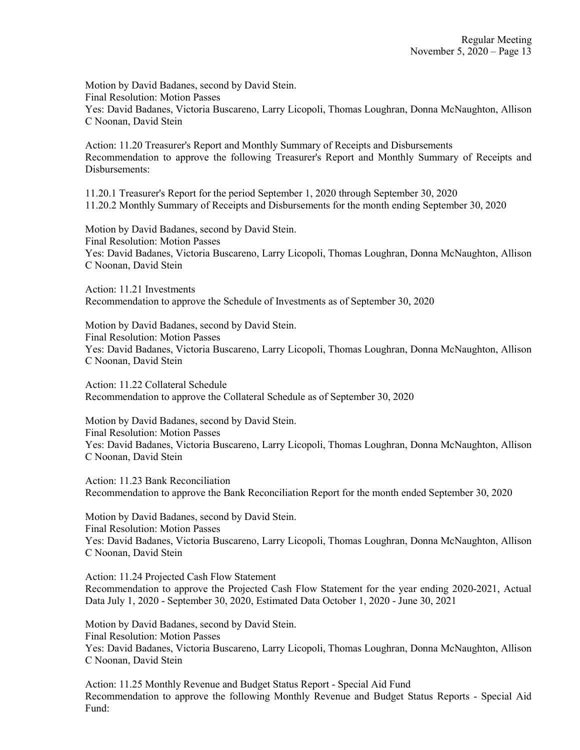Motion by David Badanes, second by David Stein.
Final Resolution: Motion Passes
Yes: David Badanes, Victoria Buscareno, Larry Licopoli, Thomas Loughran, Donna McNaughton, Allison C Noonan, David Stein

Action: 11.20 Treasurer's Report and Monthly Summary of Receipts and Disbursements
Recommendation to approve the following Treasurer's Report and Monthly Summary of Receipts and Disbursements:

11.20.1 Treasurer's Report for the period September 1, 2020 through September 30, 2020
11.20.2 Monthly Summary of Receipts and Disbursements for the month ending September 30, 2020

Motion by David Badanes, second by David Stein.
Final Resolution: Motion Passes
Yes: David Badanes, Victoria Buscareno, Larry Licopoli, Thomas Loughran, Donna McNaughton, Allison C Noonan, David Stein

Action: 11.21 Investments
Recommendation to approve the Schedule of Investments as of September 30, 2020

Motion by David Badanes, second by David Stein.
Final Resolution: Motion Passes
Yes: David Badanes, Victoria Buscareno, Larry Licopoli, Thomas Loughran, Donna McNaughton, Allison C Noonan, David Stein

Action: 11.22 Collateral Schedule
Recommendation to approve the Collateral Schedule as of September 30, 2020

Motion by David Badanes, second by David Stein.
Final Resolution: Motion Passes
Yes: David Badanes, Victoria Buscareno, Larry Licopoli, Thomas Loughran, Donna McNaughton, Allison C Noonan, David Stein

Action: 11.23 Bank Reconciliation
Recommendation to approve the Bank Reconciliation Report for the month ended September 30, 2020

Motion by David Badanes, second by David Stein.
Final Resolution: Motion Passes
Yes: David Badanes, Victoria Buscareno, Larry Licopoli, Thomas Loughran, Donna McNaughton, Allison C Noonan, David Stein

Action: 11.24 Projected Cash Flow Statement
Recommendation to approve the Projected Cash Flow Statement for the year ending 2020-2021, Actual Data July 1, 2020 - September 30, 2020, Estimated Data October 1, 2020 - June 30, 2021

Motion by David Badanes, second by David Stein.
Final Resolution: Motion Passes
Yes: David Badanes, Victoria Buscareno, Larry Licopoli, Thomas Loughran, Donna McNaughton, Allison C Noonan, David Stein

Action: 11.25 Monthly Revenue and Budget Status Report - Special Aid Fund
Recommendation to approve the following Monthly Revenue and Budget Status Reports - Special Aid Fund: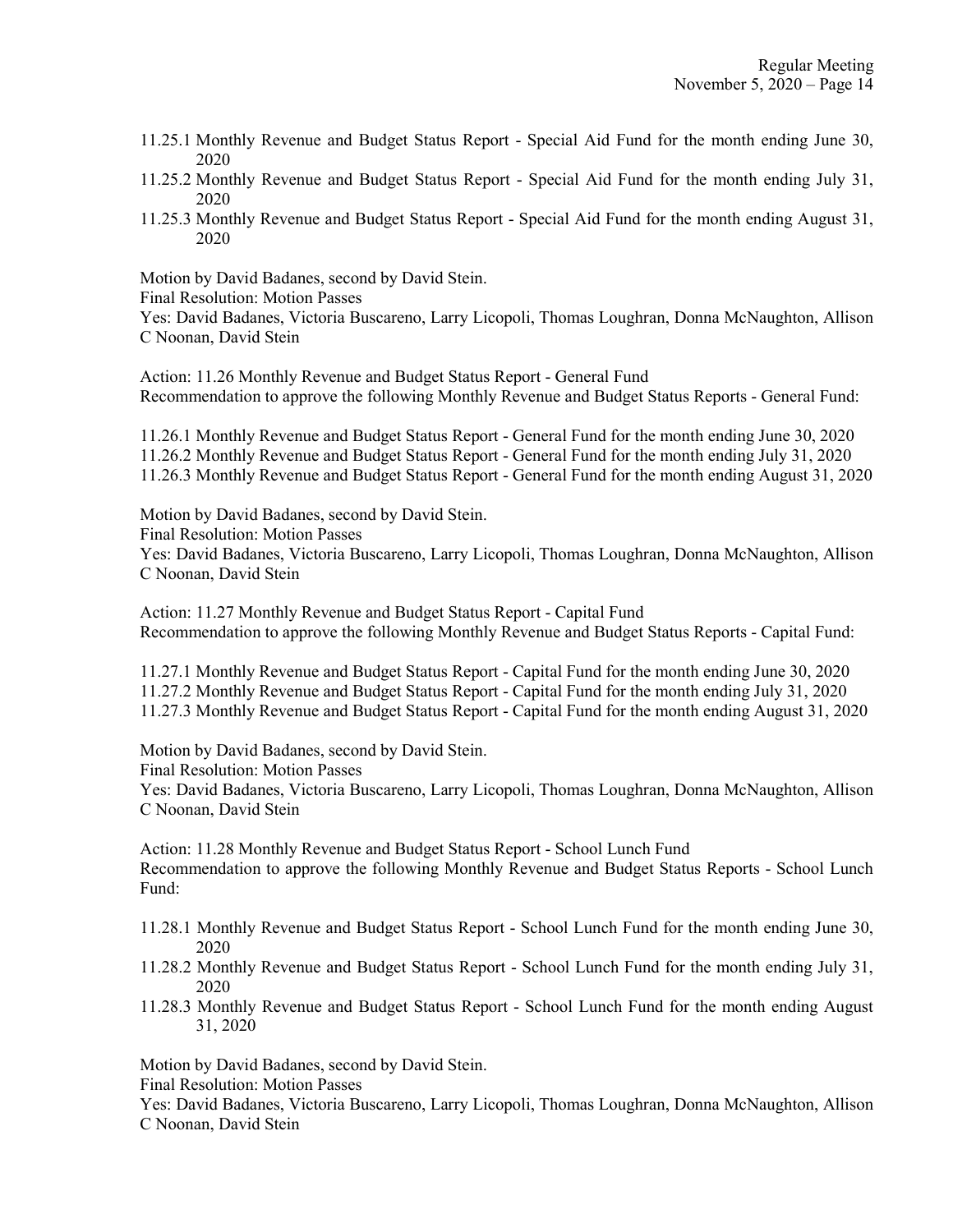- 11.25.1 Monthly Revenue and Budget Status Report - Special Aid Fund for the month ending June 30, 2020
- 11.25.2 Monthly Revenue and Budget Status Report - Special Aid Fund for the month ending July 31, 2020
- 11.25.3 Monthly Revenue and Budget Status Report - Special Aid Fund for the month ending August 31, 2020

Motion by David Badanes, second by David Stein.
Final Resolution: Motion Passes
Yes: David Badanes, Victoria Buscareno, Larry Licopoli, Thomas Loughran, Donna McNaughton, Allison C Noonan, David Stein

Action: 11.26 Monthly Revenue and Budget Status Report - General Fund
Recommendation to approve the following Monthly Revenue and Budget Status Reports - General Fund:

11.26.1 Monthly Revenue and Budget Status Report - General Fund for the month ending June 30, 2020
11.26.2 Monthly Revenue and Budget Status Report - General Fund for the month ending July 31, 2020
11.26.3 Monthly Revenue and Budget Status Report - General Fund for the month ending August 31, 2020

Motion by David Badanes, second by David Stein.
Final Resolution: Motion Passes
Yes: David Badanes, Victoria Buscareno, Larry Licopoli, Thomas Loughran, Donna McNaughton, Allison C Noonan, David Stein

Action: 11.27 Monthly Revenue and Budget Status Report - Capital Fund
Recommendation to approve the following Monthly Revenue and Budget Status Reports - Capital Fund:

11.27.1 Monthly Revenue and Budget Status Report - Capital Fund for the month ending June 30, 2020
11.27.2 Monthly Revenue and Budget Status Report - Capital Fund for the month ending July 31, 2020
11.27.3 Monthly Revenue and Budget Status Report - Capital Fund for the month ending August 31, 2020

Motion by David Badanes, second by David Stein.
Final Resolution: Motion Passes
Yes: David Badanes, Victoria Buscareno, Larry Licopoli, Thomas Loughran, Donna McNaughton, Allison C Noonan, David Stein

Action: 11.28 Monthly Revenue and Budget Status Report - School Lunch Fund
Recommendation to approve the following Monthly Revenue and Budget Status Reports - School Lunch Fund:

- 11.28.1 Monthly Revenue and Budget Status Report - School Lunch Fund for the month ending June 30, 2020
- 11.28.2 Monthly Revenue and Budget Status Report - School Lunch Fund for the month ending July 31, 2020
- 11.28.3 Monthly Revenue and Budget Status Report - School Lunch Fund for the month ending August 31, 2020

Motion by David Badanes, second by David Stein.
Final Resolution: Motion Passes
Yes: David Badanes, Victoria Buscareno, Larry Licopoli, Thomas Loughran, Donna McNaughton, Allison C Noonan, David Stein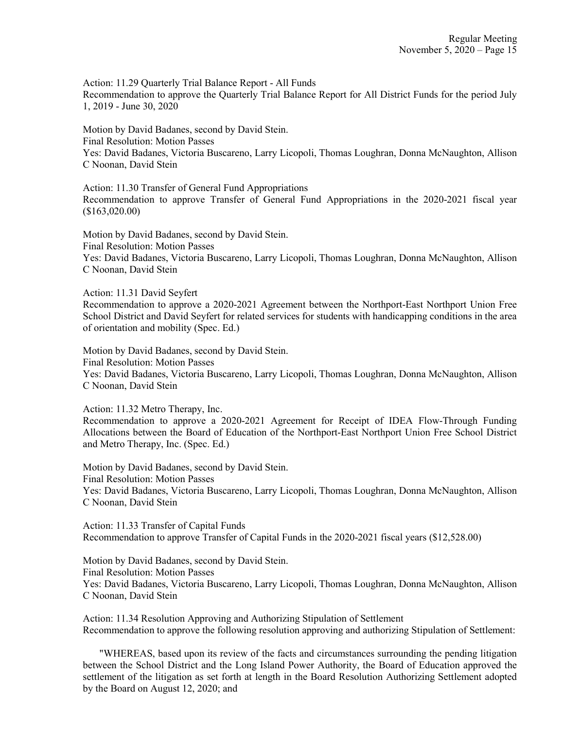Action: 11.29 Quarterly Trial Balance Report - All Funds
Recommendation to approve the Quarterly Trial Balance Report for All District Funds for the period July 1, 2019 - June 30, 2020

Motion by David Badanes, second by David Stein.
Final Resolution: Motion Passes
Yes: David Badanes, Victoria Buscareno, Larry Licopoli, Thomas Loughran, Donna McNaughton, Allison C Noonan, David Stein

Action: 11.30 Transfer of General Fund Appropriations
Recommendation to approve Transfer of General Fund Appropriations in the 2020-2021 fiscal year ($163,020.00)

Motion by David Badanes, second by David Stein.
Final Resolution: Motion Passes
Yes: David Badanes, Victoria Buscareno, Larry Licopoli, Thomas Loughran, Donna McNaughton, Allison C Noonan, David Stein

Action: 11.31 David Seyfert
Recommendation to approve a 2020-2021 Agreement between the Northport-East Northport Union Free School District and David Seyfert for related services for students with handicapping conditions in the area of orientation and mobility (Spec. Ed.)

Motion by David Badanes, second by David Stein.
Final Resolution: Motion Passes
Yes: David Badanes, Victoria Buscareno, Larry Licopoli, Thomas Loughran, Donna McNaughton, Allison C Noonan, David Stein

Action: 11.32 Metro Therapy, Inc.
Recommendation to approve a 2020-2021 Agreement for Receipt of IDEA Flow-Through Funding Allocations between the Board of Education of the Northport-East Northport Union Free School District and Metro Therapy, Inc. (Spec. Ed.)

Motion by David Badanes, second by David Stein.
Final Resolution: Motion Passes
Yes: David Badanes, Victoria Buscareno, Larry Licopoli, Thomas Loughran, Donna McNaughton, Allison C Noonan, David Stein

Action: 11.33 Transfer of Capital Funds
Recommendation to approve Transfer of Capital Funds in the 2020-2021 fiscal years ($12,528.00)

Motion by David Badanes, second by David Stein.
Final Resolution: Motion Passes
Yes: David Badanes, Victoria Buscareno, Larry Licopoli, Thomas Loughran, Donna McNaughton, Allison C Noonan, David Stein

Action: 11.34 Resolution Approving and Authorizing Stipulation of Settlement
Recommendation to approve the following resolution approving and authorizing Stipulation of Settlement:

"WHEREAS, based upon its review of the facts and circumstances surrounding the pending litigation between the School District and the Long Island Power Authority, the Board of Education approved the settlement of the litigation as set forth at length in the Board Resolution Authorizing Settlement adopted by the Board on August 12, 2020; and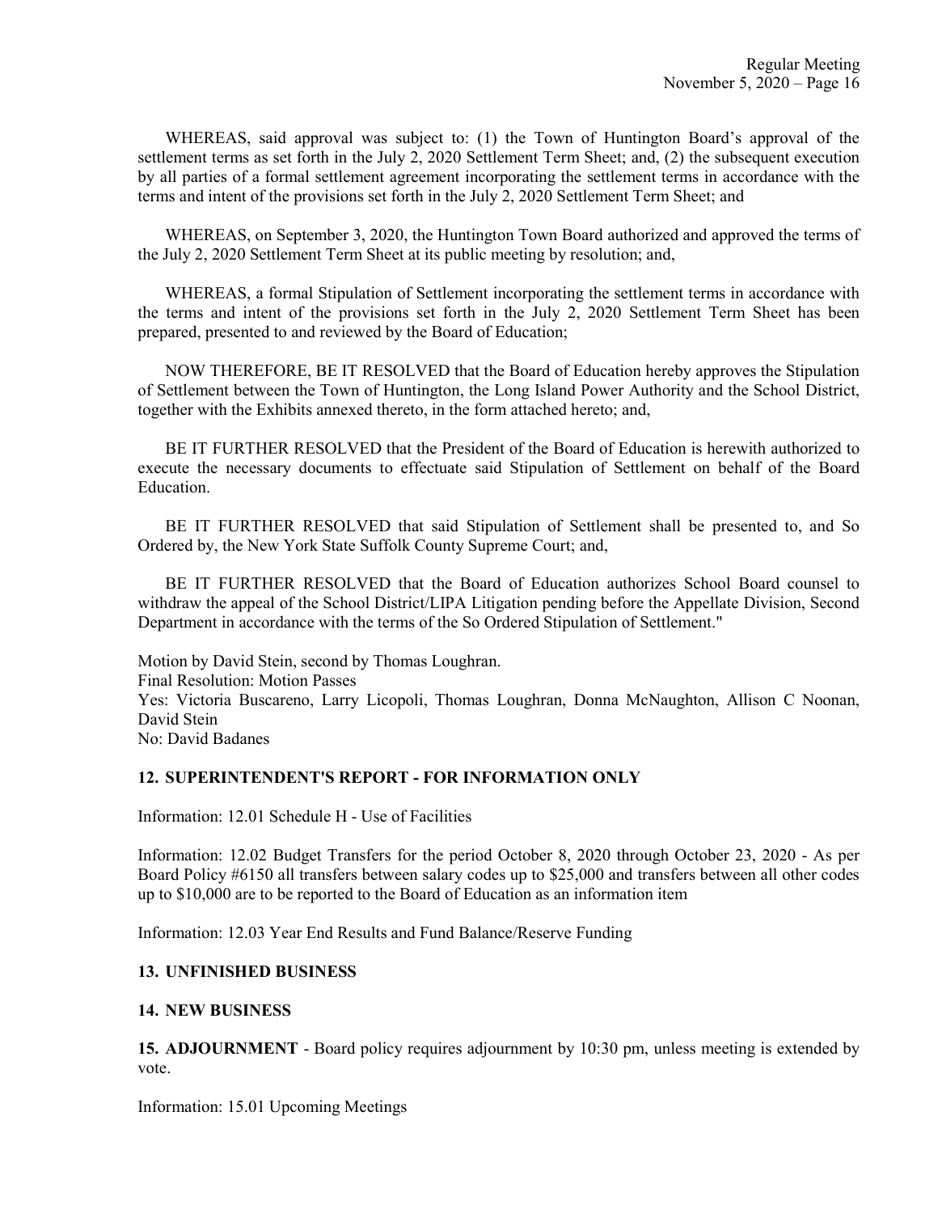WHEREAS, said approval was subject to: (1) the Town of Huntington Board's approval of the settlement terms as set forth in the July 2, 2020 Settlement Term Sheet; and, (2) the subsequent execution by all parties of a formal settlement agreement incorporating the settlement terms in accordance with the terms and intent of the provisions set forth in the July 2, 2020 Settlement Term Sheet; and

WHEREAS, on September 3, 2020, the Huntington Town Board authorized and approved the terms of the July 2, 2020 Settlement Term Sheet at its public meeting by resolution; and,

WHEREAS, a formal Stipulation of Settlement incorporating the settlement terms in accordance with the terms and intent of the provisions set forth in the July 2, 2020 Settlement Term Sheet has been prepared, presented to and reviewed by the Board of Education;

NOW THEREFORE, BE IT RESOLVED that the Board of Education hereby approves the Stipulation of Settlement between the Town of Huntington, the Long Island Power Authority and the School District, together with the Exhibits annexed thereto, in the form attached hereto; and,

BE IT FURTHER RESOLVED that the President of the Board of Education is herewith authorized to execute the necessary documents to effectuate said Stipulation of Settlement on behalf of the Board Education.

BE IT FURTHER RESOLVED that said Stipulation of Settlement shall be presented to, and So Ordered by, the New York State Suffolk County Supreme Court; and,

BE IT FURTHER RESOLVED that the Board of Education authorizes School Board counsel to withdraw the appeal of the School District/LIPA Litigation pending before the Appellate Division, Second Department in accordance with the terms of the So Ordered Stipulation of Settlement."

Motion by David Stein, second by Thomas Loughran.
Final Resolution: Motion Passes
Yes: Victoria Buscareno, Larry Licopoli, Thomas Loughran, Donna McNaughton, Allison C Noonan, David Stein
No: David Badanes

## 12. SUPERINTENDENT'S REPORT - FOR INFORMATION ONLY

Information: 12.01 Schedule H - Use of Facilities

Information: 12.02 Budget Transfers for the period October 8, 2020 through October 23, 2020 - As per Board Policy #6150 all transfers between salary codes up to $25,000 and transfers between all other codes up to $10,000 are to be reported to the Board of Education as an information item

Information: 12.03 Year End Results and Fund Balance/Reserve Funding

## 13. UNFINISHED BUSINESS

## 14. NEW BUSINESS

**15. ADJOURNMENT** - Board policy requires adjournment by 10:30 pm, unless meeting is extended by vote.

Information: 15.01 Upcoming Meetings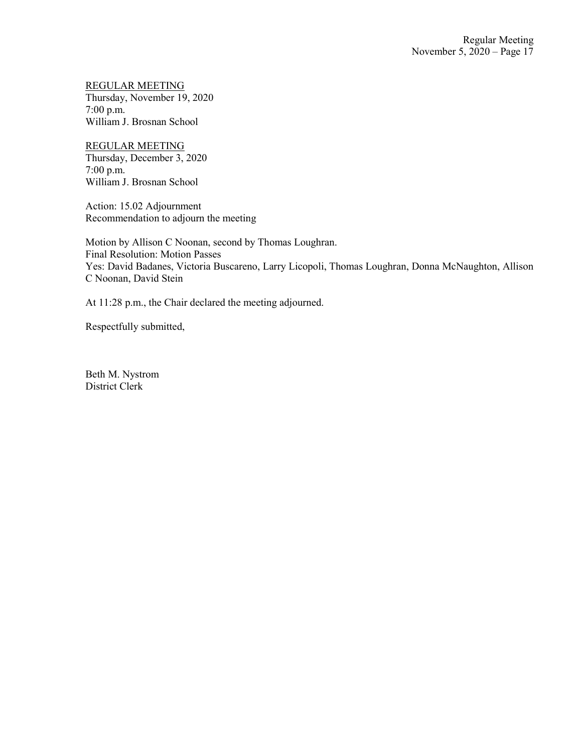REGULAR MEETING
Thursday, November 19, 2020
7:00 p.m.
William J. Brosnan School

REGULAR MEETING
Thursday, December 3, 2020
7:00 p.m.
William J. Brosnan School

Action: 15.02 Adjournment
Recommendation to adjourn the meeting

Motion by Allison C Noonan, second by Thomas Loughran.
Final Resolution: Motion Passes
Yes: David Badanes, Victoria Buscareno, Larry Licopoli, Thomas Loughran, Donna McNaughton, Allison C Noonan, David Stein

At 11:28 p.m., the Chair declared the meeting adjourned.

Respectfully submitted,

Beth M. Nystrom
District Clerk